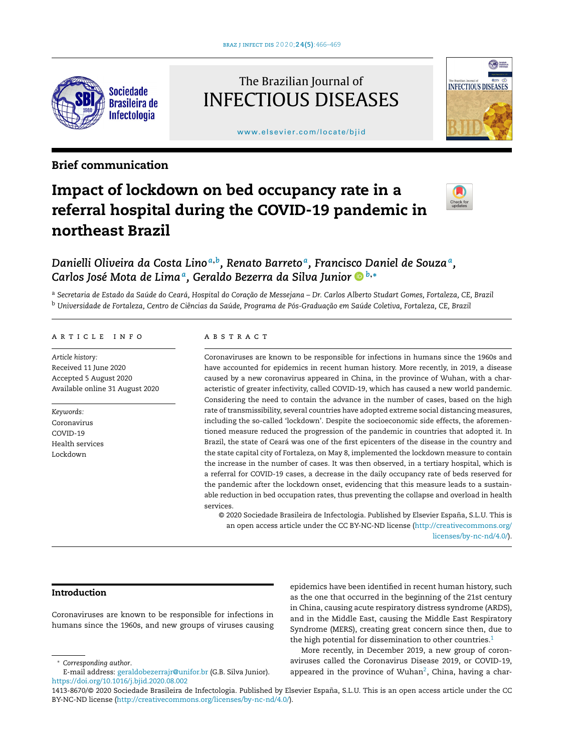Brief communication

# Impact of lockdown on bed occupancy rate in a referral hospital during the COVID-19 pandemic in northeast Brazil

*Danielli Oliveira da Costa Lino*[a,b], *Renato Barreto*[a], *Francisco Daniel de Souza*[a], *Carlos José Mota de Lima*[a], *Geraldo Bezerra da Silva Junior*[b,*]

[a] *Secretaria de Estado da Saúde do Ceará, Hospital do Coração de Messejana – Dr. Carlos Alberto Studart Gomes, Fortaleza, CE, Brazil*

[b] *Universidade de Fortaleza, Centro de Ciências da Saúde, Programa de Pós-Graduação em Saúde Coletiva, Fortaleza, CE, Brazil*

## ARTICLE INFO

*Article history:*
Received 11 June 2020
Accepted 5 August 2020
Available online 31 August 2020

*Keywords:*
Coronavirus
COVID-19
Health services
Lockdown

## ABSTRACT

Coronaviruses are known to be responsible for infections in humans since the 1960s and have accounted for epidemics in recent human history. More recently, in 2019, a disease caused by a new coronavirus appeared in China, in the province of Wuhan, with a characteristic of greater infectivity, called COVID-19, which has caused a new world pandemic. Considering the need to contain the advance in the number of cases, based on the high rate of transmissibility, several countries have adopted extreme social distancing measures, including the so-called 'lockdown'. Despite the socioeconomic side effects, the aforementioned measure reduced the progression of the pandemic in countries that adopted it. In Brazil, the state of Ceará was one of the first epicenters of the disease in the country and the state capital city of Fortaleza, on May 8, implemented the lockdown measure to contain the increase in the number of cases. It was then observed, in a tertiary hospital, which is a referral for COVID-19 cases, a decrease in the daily occupancy rate of beds reserved for the pandemic after the lockdown onset, evidencing that this measure leads to a sustainable reduction in bed occupation rates, thus preventing the collapse and overload in health services.

© 2020 Sociedade Brasileira de Infectologia. Published by Elsevier España, S.L.U. This is an open access article under the CC BY-NC-ND license (http://creativecommons.org/licenses/by-nc-nd/4.0/).

## Introduction

Coronaviruses are known to be responsible for infections in humans since the 1960s, and new groups of viruses causing epidemics have been identified in recent human history, such as the one that occurred in the beginning of the 21st century in China, causing acute respiratory distress syndrome (ARDS), and in the Middle East, causing the Middle East Respiratory Syndrome (MERS), creating great concern since then, due to the high potential for dissemination to other countries.[1]

More recently, in December 2019, a new group of coronaviruses called the Coronavirus Disease 2019, or COVID-19, appeared in the province of Wuhan[2], China, having a char-

* *Corresponding author.*
E-mail address: geraldobezerrajr@unifor.br (G.B. Silva Junior).
https://doi.org/10.1016/j.bjid.2020.08.002
1413-8670/© 2020 Sociedade Brasileira de Infectologia. Published by Elsevier España, S.L.U. This is an open access article under the CC BY-NC-ND license (http://creativecommons.org/licenses/by-nc-nd/4.0/).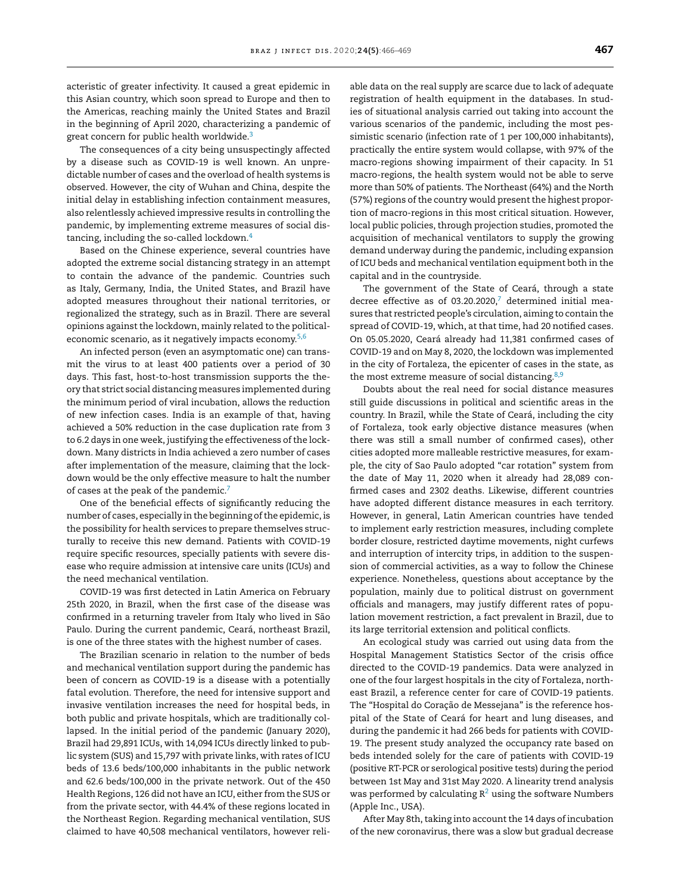acteristic of greater infectivity. It caused a great epidemic in this Asian country, which soon spread to Europe and then to the Americas, reaching mainly the United States and Brazil in the beginning of April 2020, characterizing a pandemic of great concern for public health worldwide.[3]

The consequences of a city being unsuspectingly affected by a disease such as COVID-19 is well known. An unpredictable number of cases and the overload of health systems is observed. However, the city of Wuhan and China, despite the initial delay in establishing infection containment measures, also relentlessly achieved impressive results in controlling the pandemic, by implementing extreme measures of social distancing, including the so-called lockdown.[4]

Based on the Chinese experience, several countries have adopted the extreme social distancing strategy in an attempt to contain the advance of the pandemic. Countries such as Italy, Germany, India, the United States, and Brazil have adopted measures throughout their national territories, or regionalized the strategy, such as in Brazil. There are several opinions against the lockdown, mainly related to the political-economic scenario, as it negatively impacts economy.[5,6]

An infected person (even an asymptomatic one) can transmit the virus to at least 400 patients over a period of 30 days. This fast, host-to-host transmission supports the theory that strict social distancing measures implemented during the minimum period of viral incubation, allows the reduction of new infection cases. India is an example of that, having achieved a 50% reduction in the case duplication rate from 3 to 6.2 days in one week, justifying the effectiveness of the lockdown. Many districts in India achieved a zero number of cases after implementation of the measure, claiming that the lockdown would be the only effective measure to halt the number of cases at the peak of the pandemic.[7]

One of the beneficial effects of significantly reducing the number of cases, especially in the beginning of the epidemic, is the possibility for health services to prepare themselves structurally to receive this new demand. Patients with COVID-19 require specific resources, specially patients with severe disease who require admission at intensive care units (ICUs) and the need mechanical ventilation.

COVID-19 was first detected in Latin America on February 25th 2020, in Brazil, when the first case of the disease was confirmed in a returning traveler from Italy who lived in São Paulo. During the current pandemic, Ceará, northeast Brazil, is one of the three states with the highest number of cases.

The Brazilian scenario in relation to the number of beds and mechanical ventilation support during the pandemic has been of concern as COVID-19 is a disease with a potentially fatal evolution. Therefore, the need for intensive support and invasive ventilation increases the need for hospital beds, in both public and private hospitals, which are traditionally collapsed. In the initial period of the pandemic (January 2020), Brazil had 29,891 ICUs, with 14,094 ICUs directly linked to public system (SUS) and 15,797 with private links, with rates of ICU beds of 13.6 beds/100,000 inhabitants in the public network and 62.6 beds/100,000 in the private network. Out of the 450 Health Regions, 126 did not have an ICU, either from the SUS or from the private sector, with 44.4% of these regions located in the Northeast Region. Regarding mechanical ventilation, SUS claimed to have 40,508 mechanical ventilators, however reliable data on the real supply are scarce due to lack of adequate registration of health equipment in the databases. In studies of situational analysis carried out taking into account the various scenarios of the pandemic, including the most pessimistic scenario (infection rate of 1 per 100,000 inhabitants), practically the entire system would collapse, with 97% of the macro-regions showing impairment of their capacity. In 51 macro-regions, the health system would not be able to serve more than 50% of patients. The Northeast (64%) and the North (57%) regions of the country would present the highest proportion of macro-regions in this most critical situation. However, local public policies, through projection studies, promoted the acquisition of mechanical ventilators to supply the growing demand underway during the pandemic, including expansion of ICU beds and mechanical ventilation equipment both in the capital and in the countryside.

The government of the State of Ceará, through a state decree effective as of 03.20.2020,[7] determined initial measures that restricted people's circulation, aiming to contain the spread of COVID-19, which, at that time, had 20 notified cases. On 05.05.2020, Ceará already had 11,381 confirmed cases of COVID-19 and on May 8, 2020, the lockdown was implemented in the city of Fortaleza, the epicenter of cases in the state, as the most extreme measure of social distancing.[8,9]

Doubts about the real need for social distance measures still guide discussions in political and scientific areas in the country. In Brazil, while the State of Ceará, including the city of Fortaleza, took early objective distance measures (when there was still a small number of confirmed cases), other cities adopted more malleable restrictive measures, for example, the city of Sao Paulo adopted "car rotation" system from the date of May 11, 2020 when it already had 28,089 confirmed cases and 2302 deaths. Likewise, different countries have adopted different distance measures in each territory. However, in general, Latin American countries have tended to implement early restriction measures, including complete border closure, restricted daytime movements, night curfews and interruption of intercity trips, in addition to the suspension of commercial activities, as a way to follow the Chinese experience. Nonetheless, questions about acceptance by the population, mainly due to political distrust on government officials and managers, may justify different rates of population movement restriction, a fact prevalent in Brazil, due to its large territorial extension and political conflicts.

An ecological study was carried out using data from the Hospital Management Statistics Sector of the crisis office directed to the COVID-19 pandemics. Data were analyzed in one of the four largest hospitals in the city of Fortaleza, northeast Brazil, a reference center for care of COVID-19 patients. The "Hospital do Coração de Messejana" is the reference hospital of the State of Ceará for heart and lung diseases, and during the pandemic it had 266 beds for patients with COVID-19. The present study analyzed the occupancy rate based on beds intended solely for the care of patients with COVID-19 (positive RT-PCR or serological positive tests) during the period between 1st May and 31st May 2020. A linearity trend analysis was performed by calculating $R^2$ using the software Numbers (Apple Inc., USA).

After May 8th, taking into account the 14 days of incubation of the new coronavirus, there was a slow but gradual decrease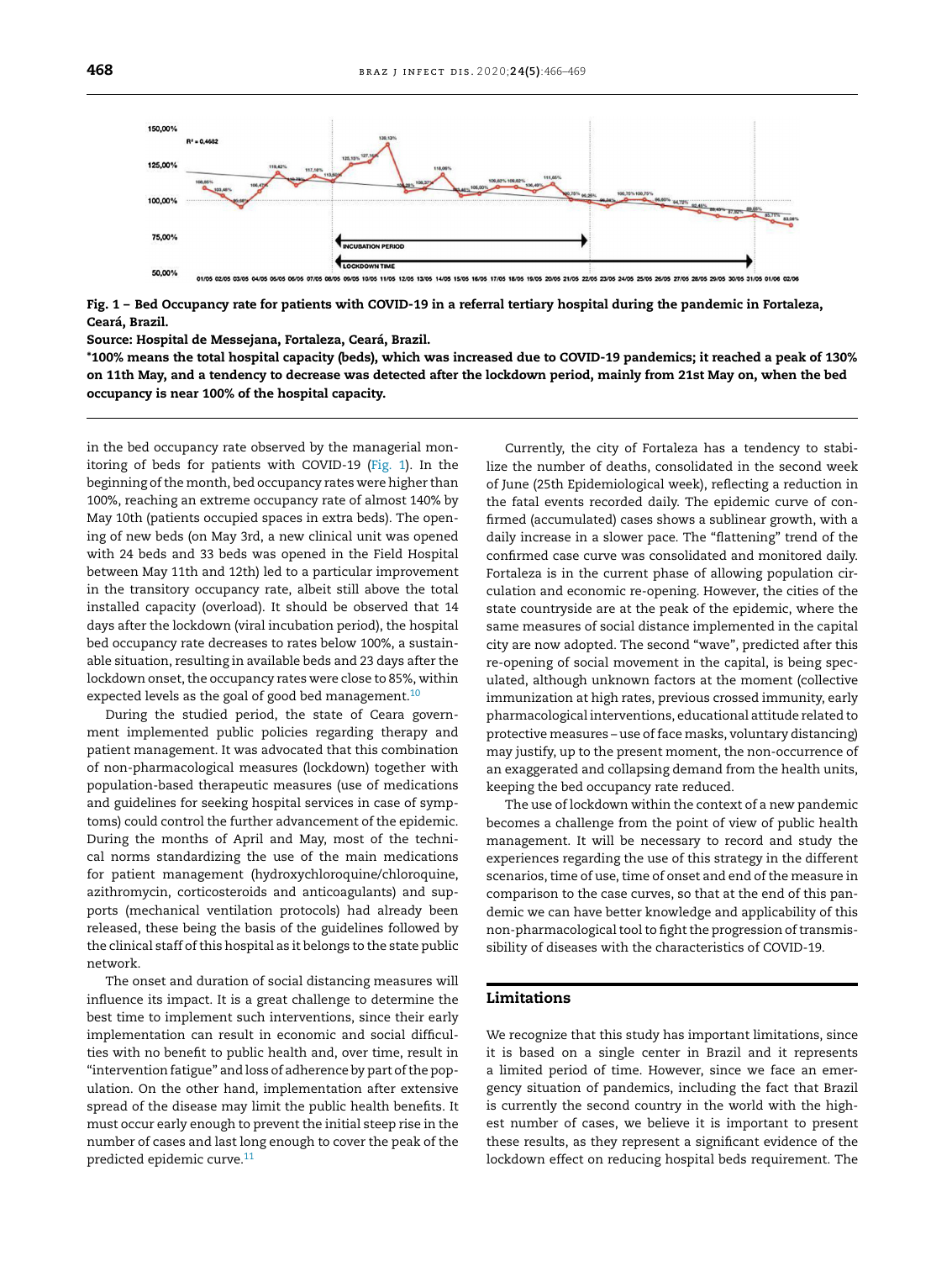150,00%
125,00%
100,00%
75,00%
50,00%

R² = 0,4682

108,65% 103,49% 95,08% 106,47% 119,42% 110,79% 117,16% 113,60% 125,15% 127,19% 139,13% 103,28% 108,37% 116,06% 103,49% 105,00% 106,82% 106,82% 106,49% 111,05% 100,75% 96,25% 98,25% 100,75% 100,75% 96,60% 94,72% 92,45% 88,43% 87,92% 89,65% 85,71% 83,08%

INCUBATION PERIOD

LOCKDOWN TIME

01/05 02/05 03/05 04/05 05/05 06/05 07/05 08/05 09/05 10/05 11/05 12/05 13/05 14/05 15/05 16/05 17/05 18/05 19/05 20/05 21/05 22/05 23/05 24/05 25/05 26/05 27/05 28/05 29/05 30/05 31/05 01/06 02/06

**Fig. 1 – Bed Occupancy rate for patients with COVID-19 in a referral tertiary hospital during the pandemic in Fortaleza, Ceará, Brazil.**
**Source: Hospital de Messejana, Fortaleza, Ceará, Brazil.**
**\*100% means the total hospital capacity (beds), which was increased due to COVID-19 pandemics; it reached a peak of 130% on 11th May, and a tendency to decrease was detected after the lockdown period, mainly from 21st May on, when the bed occupancy is near 100% of the hospital capacity.**

in the bed occupancy rate observed by the managerial monitoring of beds for patients with COVID-19 (Fig. 1). In the beginning of the month, bed occupancy rates were higher than 100%, reaching an extreme occupancy rate of almost 140% by May 10th (patients occupied spaces in extra beds). The opening of new beds (on May 3rd, a new clinical unit was opened with 24 beds and 33 beds was opened in the Field Hospital between May 11th and 12th) led to a particular improvement in the transitory occupancy rate, albeit still above the total installed capacity (overload). It should be observed that 14 days after the lockdown (viral incubation period), the hospital bed occupancy rate decreases to rates below 100%, a sustainable situation, resulting in available beds and 23 days after the lockdown onset, the occupancy rates were close to 85%, within expected levels as the goal of good bed management.[10]

During the studied period, the state of Ceara government implemented public policies regarding therapy and patient management. It was advocated that this combination of non-pharmacological measures (lockdown) together with population-based therapeutic measures (use of medications and guidelines for seeking hospital services in case of symptoms) could control the further advancement of the epidemic. During the months of April and May, most of the technical norms standardizing the use of the main medications for patient management (hydroxychloroquine/chloroquine, azithromycin, corticosteroids and anticoagulants) and supports (mechanical ventilation protocols) had already been released, these being the basis of the guidelines followed by the clinical staff of this hospital as it belongs to the state public network.

The onset and duration of social distancing measures will influence its impact. It is a great challenge to determine the best time to implement such interventions, since their early implementation can result in economic and social difficulties with no benefit to public health and, over time, result in "intervention fatigue" and loss of adherence by part of the population. On the other hand, implementation after extensive spread of the disease may limit the public health benefits. It must occur early enough to prevent the initial steep rise in the number of cases and last long enough to cover the peak of the predicted epidemic curve.[11]

Currently, the city of Fortaleza has a tendency to stabilize the number of deaths, consolidated in the second week of June (25th Epidemiological week), reflecting a reduction in the fatal events recorded daily. The epidemic curve of confirmed (accumulated) cases shows a sublinear growth, with a daily increase in a slower pace. The "flattening" trend of the confirmed case curve was consolidated and monitored daily. Fortaleza is in the current phase of allowing population circulation and economic re-opening. However, the cities of the state countryside are at the peak of the epidemic, where the same measures of social distance implemented in the capital city are now adopted. The second "wave", predicted after this re-opening of social movement in the capital, is being speculated, although unknown factors at the moment (collective immunization at high rates, previous crossed immunity, early pharmacological interventions, educational attitude related to protective measures – use of face masks, voluntary distancing) may justify, up to the present moment, the non-occurrence of an exaggerated and collapsing demand from the health units, keeping the bed occupancy rate reduced.

The use of lockdown within the context of a new pandemic becomes a challenge from the point of view of public health management. It will be necessary to record and study the experiences regarding the use of this strategy in the different scenarios, time of use, time of onset and end of the measure in comparison to the case curves, so that at the end of this pandemic we can have better knowledge and applicability of this non-pharmacological tool to fight the progression of transmissibility of diseases with the characteristics of COVID-19.

## Limitations

We recognize that this study has important limitations, since it is based on a single center in Brazil and it represents a limited period of time. However, since we face an emergency situation of pandemics, including the fact that Brazil is currently the second country in the world with the highest number of cases, we believe it is important to present these results, as they represent a significant evidence of the lockdown effect on reducing hospital beds requirement. The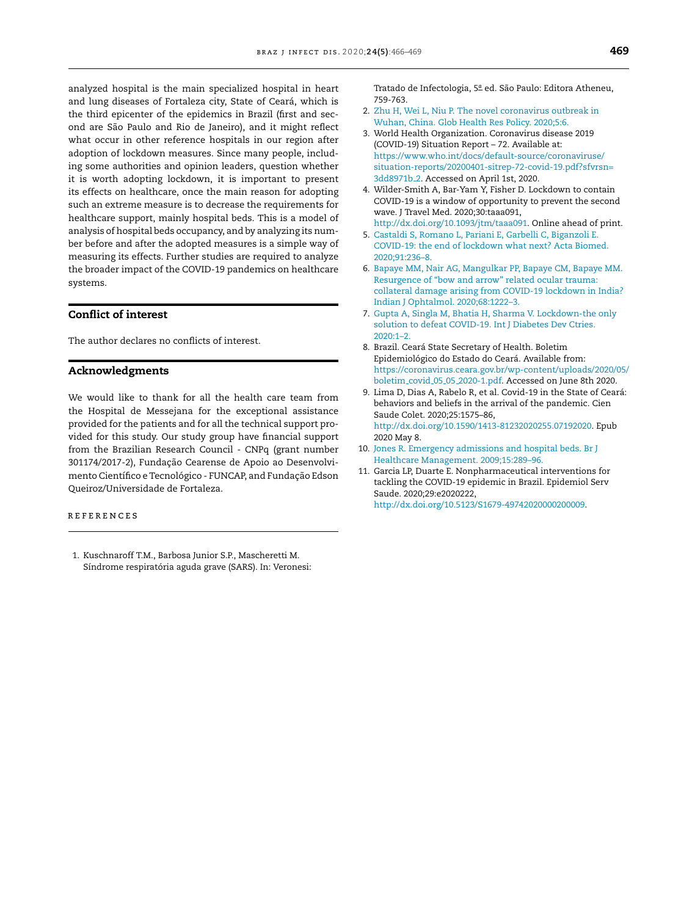analyzed hospital is the main specialized hospital in heart and lung diseases of Fortaleza city, State of Ceará, which is the third epicenter of the epidemics in Brazil (first and second are São Paulo and Rio de Janeiro), and it might reflect what occur in other reference hospitals in our region after adoption of lockdown measures. Since many people, including some authorities and opinion leaders, question whether it is worth adopting lockdown, it is important to present its effects on healthcare, once the main reason for adopting such an extreme measure is to decrease the requirements for healthcare support, mainly hospital beds. This is a model of analysis of hospital beds occupancy, and by analyzing its number before and after the adopted measures is a simple way of measuring its effects. Further studies are required to analyze the broader impact of the COVID-19 pandemics on healthcare systems.

## Conflict of interest

The author declares no conflicts of interest.

## Acknowledgments

We would like to thank for all the health care team from the Hospital de Messejana for the exceptional assistance provided for the patients and for all the technical support provided for this study. Our study group have financial support from the Brazilian Research Council - CNPq (grant number 301174/2017-2), Fundação Cearense de Apoio ao Desenvolvimento Científico e Tecnológico - FUNCAP, and Fundação Edson Queiroz/Universidade de Fortaleza.

## REFERENCES

1. Kuschnaroff T.M., Barbosa Junior S.P., Mascheretti M. Síndrome respiratória aguda grave (SARS). In: Veronesi: Tratado de Infectologia, 5º ed. São Paulo: Editora Atheneu, 759-763.
2. Zhu H, Wei L, Niu P. The novel coronavirus outbreak in Wuhan, China. Glob Health Res Policy. 2020;5:6.
3. World Health Organization. Coronavirus disease 2019 (COVID-19) Situation Report – 72. Available at: https://www.who.int/docs/default-source/coronaviruse/situation-reports/20200401-sitrep-72-covid-19.pdf?sfvrsn=3dd8971b_2. Accessed on April 1st, 2020.
4. Wilder-Smith A, Bar-Yam Y, Fisher D. Lockdown to contain COVID-19 is a window of opportunity to prevent the second wave. J Travel Med. 2020;30:taaa091, http://dx.doi.org/10.1093/jtm/taaa091. Online ahead of print.
5. Castaldi S, Romano L, Pariani E, Garbelli C, Biganzoli E. COVID-19: the end of lockdown what next? Acta Biomed. 2020;91:236–8.
6. Bapaye MM, Nair AG, Mangulkar PP, Bapaye CM, Bapaye MM. Resurgence of "bow and arrow" related ocular trauma: collateral damage arising from COVID-19 lockdown in India? Indian J Ophtalmol. 2020;68:1222–3.
7. Gupta A, Singla M, Bhatia H, Sharma V. Lockdown-the only solution to defeat COVID-19. Int J Diabetes Dev Ctries. 2020:1–2.
8. Brazil. Ceará State Secretary of Health. Boletim Epidemiológico do Estado do Ceará. Available from: https://coronavirus.ceara.gov.br/wp-content/uploads/2020/05/boletim_covid_05_05_2020-1.pdf. Accessed on June 8th 2020.
9. Lima D, Dias A, Rabelo R, et al. Covid-19 in the State of Ceará: behaviors and beliefs in the arrival of the pandemic. Cien Saude Colet. 2020;25:1575–86, http://dx.doi.org/10.1590/1413-81232020255.07192020. Epub 2020 May 8.
10. Jones R. Emergency admissions and hospital beds. Br J Healthcare Management. 2009;15:289–96.
11. Garcia LP, Duarte E. Nonpharmaceutical interventions for tackling the COVID-19 epidemic in Brazil. Epidemiol Serv Saude. 2020;29:e2020222, http://dx.doi.org/10.5123/S1679-49742020000200009.